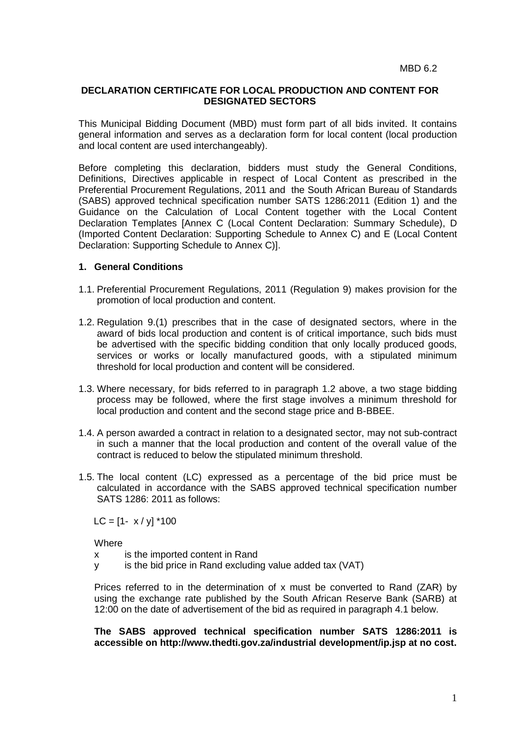MBD 6.2

## DECLARATION CERTIFICATE FOR LOCAL PRODUCTION AND CONTENT FOR DESIGNATED SECTORS

This Municipal Bidding Document (MBD) must form part of all bids invited. It contains general information and serves as a declaration form for local content (local production and local content are used interchangeably).

Before completing this declaration, bidders must study the General Conditions, Definitions, Directives applicable in respect of Local Content as prescribed in the Preferential Procurement Regulations, 2011 and the South African Bureau of Standards (SABS) approved technical specification number SATS 1286:2011 (Edition 1) and the Guidance on the Calculation of Local Content together with the Local Content Declaration Templates [Annex C (Local Content Declaration: Summary Schedule), D (Imported Content Declaration: Supporting Schedule to Annex C) and E (Local Content Declaration: Supporting Schedule to Annex C)].

### 1. General Conditions

1.1. Preferential Procurement Regulations, 2011 (Regulation 9) makes provision for the promotion of local production and content.

1.2. Regulation 9.(1) prescribes that in the case of designated sectors, where in the award of bids local production and content is of critical importance, such bids must be advertised with the specific bidding condition that only locally produced goods, services or works or locally manufactured goods, with a stipulated minimum threshold for local production and content will be considered.

1.3. Where necessary, for bids referred to in paragraph 1.2 above, a two stage bidding process may be followed, where the first stage involves a minimum threshold for local production and content and the second stage price and B-BBEE.

1.4. A person awarded a contract in relation to a designated sector, may not sub-contract in such a manner that the local production and content of the overall value of the contract is reduced to below the stipulated minimum threshold.

1.5. The local content (LC) expressed as a percentage of the bid price must be calculated in accordance with the SABS approved technical specification number SATS 1286: 2011 as follows:

$$LC = [1- x / y] * 100$$

Where

x is the imported content in Rand

y is the bid price in Rand excluding value added tax (VAT)

Prices referred to in the determination of x must be converted to Rand (ZAR) by using the exchange rate published by the South African Reserve Bank (SARB) at 12:00 on the date of advertisement of the bid as required in paragraph 4.1 below.

**The SABS approved technical specification number SATS 1286:2011 is accessible on http://www.thedti.gov.za/industrial development/ip.jsp at no cost.**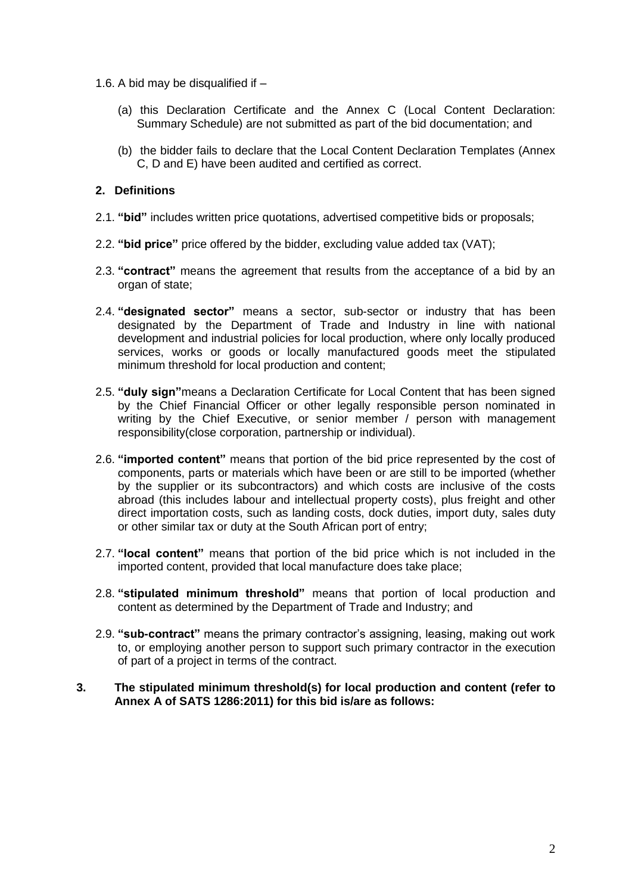1.6. A bid may be disqualified if –

(a) this Declaration Certificate and the Annex C (Local Content Declaration: Summary Schedule) are not submitted as part of the bid documentation; and

(b) the bidder fails to declare that the Local Content Declaration Templates (Annex C, D and E) have been audited and certified as correct.

## 2. Definitions

2.1. **"bid"** includes written price quotations, advertised competitive bids or proposals;

2.2. **"bid price"** price offered by the bidder, excluding value added tax (VAT);

2.3. **"contract"** means the agreement that results from the acceptance of a bid by an organ of state;

2.4. **"designated sector"** means a sector, sub-sector or industry that has been designated by the Department of Trade and Industry in line with national development and industrial policies for local production, where only locally produced services, works or goods or locally manufactured goods meet the stipulated minimum threshold for local production and content;

2.5. **"duly sign"**means a Declaration Certificate for Local Content that has been signed by the Chief Financial Officer or other legally responsible person nominated in writing by the Chief Executive, or senior member / person with management responsibility(close corporation, partnership or individual).

2.6. **"imported content"** means that portion of the bid price represented by the cost of components, parts or materials which have been or are still to be imported (whether by the supplier or its subcontractors) and which costs are inclusive of the costs abroad (this includes labour and intellectual property costs), plus freight and other direct importation costs, such as landing costs, dock duties, import duty, sales duty or other similar tax or duty at the South African port of entry;

2.7. **"local content"** means that portion of the bid price which is not included in the imported content, provided that local manufacture does take place;

2.8. **"stipulated minimum threshold"** means that portion of local production and content as determined by the Department of Trade and Industry; and

2.9. **"sub-contract"** means the primary contractor's assigning, leasing, making out work to, or employing another person to support such primary contractor in the execution of part of a project in terms of the contract.

**3. The stipulated minimum threshold(s) for local production and content (refer to Annex A of SATS 1286:2011) for this bid is/are as follows:**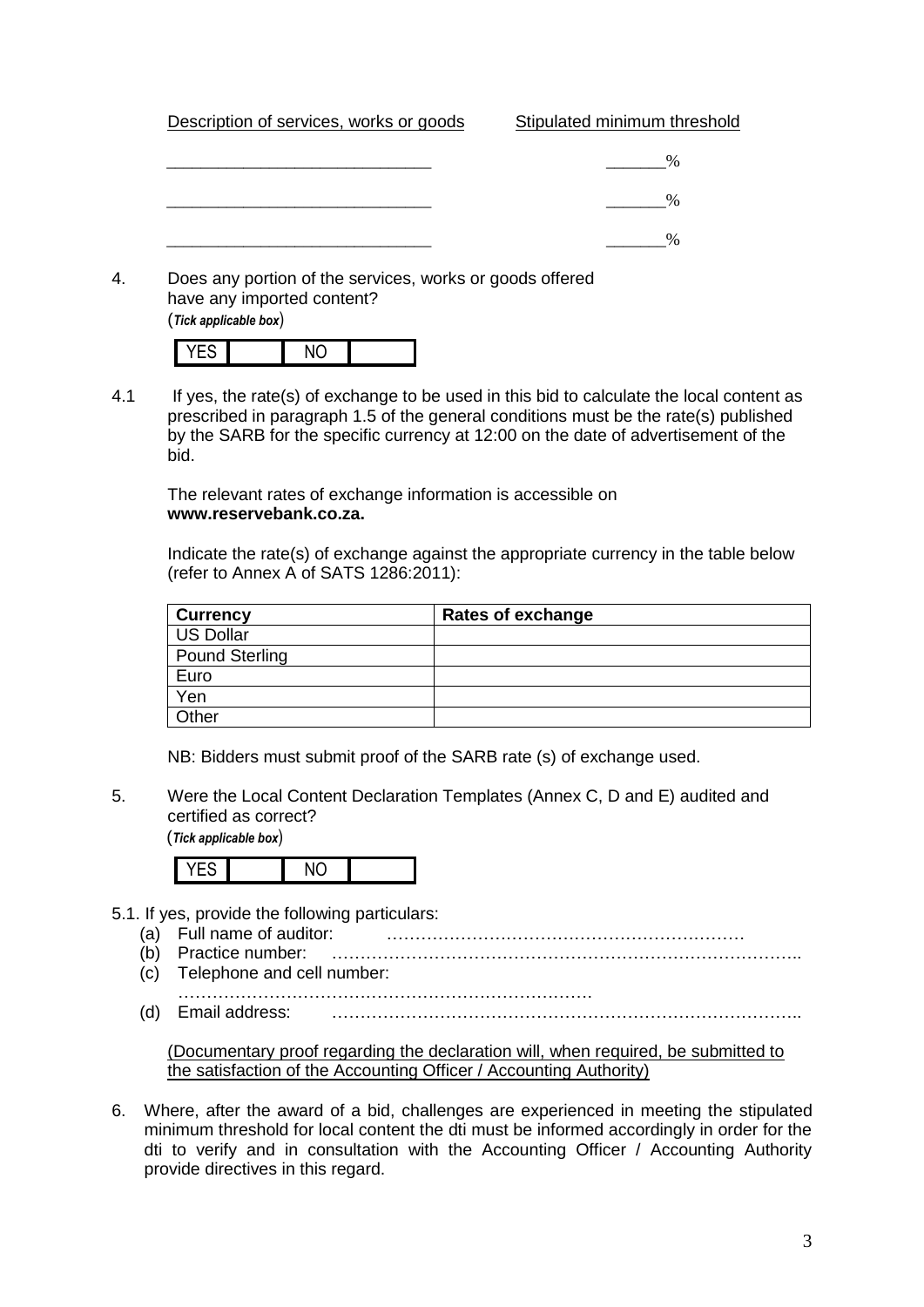| Description of services, works or goods | Stipulated minimum threshold |
|---|---|
| ___________________________ | ______% |
| ___________________________ | ______% |
| ___________________________ | ______% |

4. Does any portion of the services, works or goods offered have any imported content?
(***Tick applicable box***)

| YES | | NO | |
|---|---|---|---|

4.1 If yes, the rate(s) of exchange to be used in this bid to calculate the local content as prescribed in paragraph 1.5 of the general conditions must be the rate(s) published by the SARB for the specific currency at 12:00 on the date of advertisement of the bid.

The relevant rates of exchange information is accessible on **www.reservebank.co.za.**

Indicate the rate(s) of exchange against the appropriate currency in the table below (refer to Annex A of SATS 1286:2011):

| **Currency** | **Rates of exchange** |
|---|---|
| US Dollar | |
| Pound Sterling | |
| Euro | |
| Yen | |
| Other | |

NB: Bidders must submit proof of the SARB rate (s) of exchange used.

5. Were the Local Content Declaration Templates (Annex C, D and E) audited and certified as correct?
(***Tick applicable box***)

| YES | | NO | |
|---|---|---|---|

5.1. If yes, provide the following particulars:

(a) Full name of auditor: ………………………………………………………
(b) Practice number: ……………………………………………………………………..
(c) Telephone and cell number: ……………………………………………………………….
(d) Email address: ……………………………………………………………………..

(Documentary proof regarding the declaration will, when required, be submitted to the satisfaction of the Accounting Officer / Accounting Authority)

6. Where, after the award of a bid, challenges are experienced in meeting the stipulated minimum threshold for local content the dti must be informed accordingly in order for the dti to verify and in consultation with the Accounting Officer / Accounting Authority provide directives in this regard.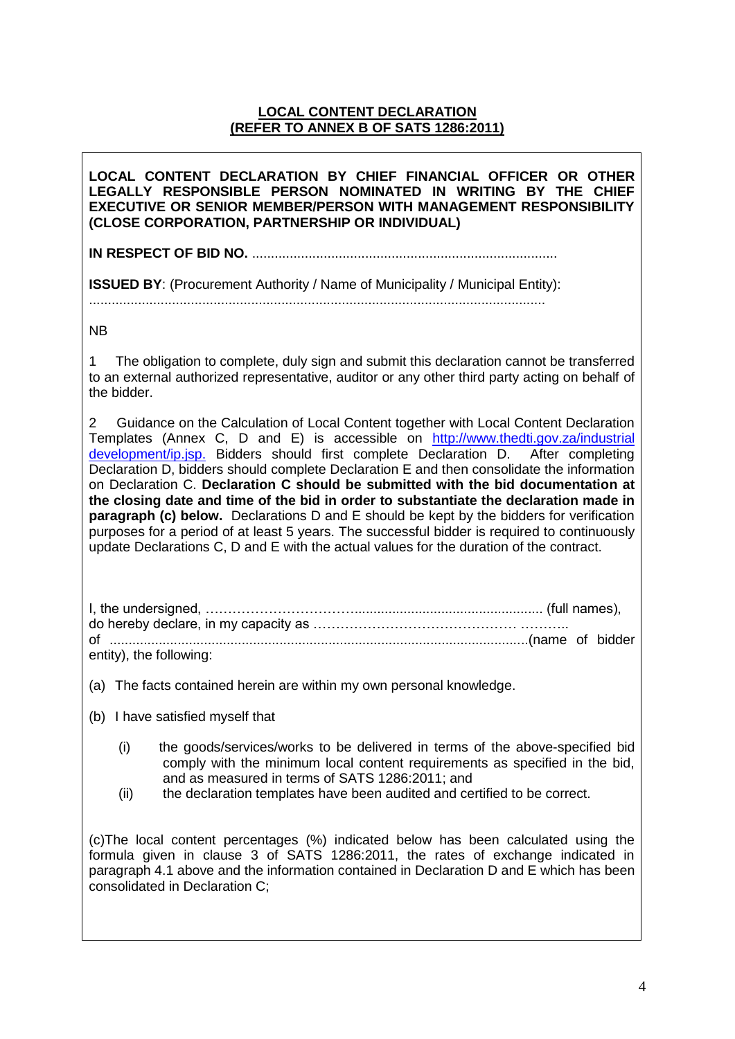**LOCAL CONTENT DECLARATION**
**(REFER TO ANNEX B OF SATS 1286:2011)**

**LOCAL CONTENT DECLARATION BY CHIEF FINANCIAL OFFICER OR OTHER LEGALLY RESPONSIBLE PERSON NOMINATED IN WRITING BY THE CHIEF EXECUTIVE OR SENIOR MEMBER/PERSON WITH MANAGEMENT RESPONSIBILITY (CLOSE CORPORATION, PARTNERSHIP OR INDIVIDUAL)**

**IN RESPECT OF BID NO.** .................................................................................

**ISSUED BY**: (Procurement Authority / Name of Municipality / Municipal Entity): .........................................................................................................................

NB

1 The obligation to complete, duly sign and submit this declaration cannot be transferred to an external authorized representative, auditor or any other third party acting on behalf of the bidder.

2 Guidance on the Calculation of Local Content together with Local Content Declaration Templates (Annex C, D and E) is accessible on [http://www.thedti.gov.za/industrial development/ip.jsp.](http://www.thedti.gov.za/industrialdevelopment/ip.jsp) Bidders should first complete Declaration D. After completing Declaration D, bidders should complete Declaration E and then consolidate the information on Declaration C. **Declaration C should be submitted with the bid documentation at the closing date and time of the bid in order to substantiate the declaration made in paragraph (c) below.** Declarations D and E should be kept by the bidders for verification purposes for a period of at least 5 years. The successful bidder is required to continuously update Declarations C, D and E with the actual values for the duration of the contract.

I, the undersigned, …………………………….................................................. (full names), do hereby declare, in my capacity as ……………………………………… ……….. of ..............................................................................................................(name of bidder entity), the following:

(a) The facts contained herein are within my own personal knowledge.

(b) I have satisfied myself that

- (i) the goods/services/works to be delivered in terms of the above-specified bid comply with the minimum local content requirements as specified in the bid, and as measured in terms of SATS 1286:2011; and
- (ii) the declaration templates have been audited and certified to be correct.

(c)The local content percentages (%) indicated below has been calculated using the formula given in clause 3 of SATS 1286:2011, the rates of exchange indicated in paragraph 4.1 above and the information contained in Declaration D and E which has been consolidated in Declaration C;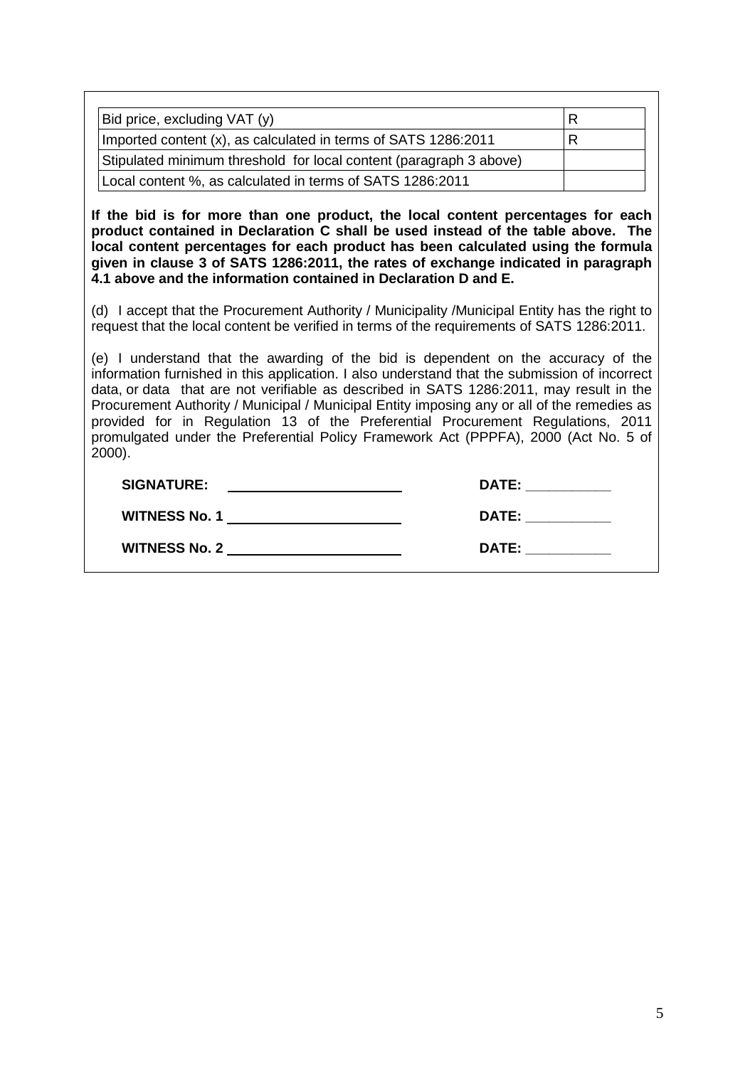| | |
|---|---|
| Bid price, excluding VAT (y) | R |
| Imported content (x), as calculated in terms of SATS 1286:2011 | R |
| Stipulated minimum threshold for local content (paragraph 3 above) | |
| Local content %, as calculated in terms of SATS 1286:2011 | |

**If the bid is for more than one product, the local content percentages for each product contained in Declaration C shall be used instead of the table above. The local content percentages for each product has been calculated using the formula given in clause 3 of SATS 1286:2011, the rates of exchange indicated in paragraph 4.1 above and the information contained in Declaration D and E.**

(d) I accept that the Procurement Authority / Municipality /Municipal Entity has the right to request that the local content be verified in terms of the requirements of SATS 1286:2011.

(e) I understand that the awarding of the bid is dependent on the accuracy of the information furnished in this application. I also understand that the submission of incorrect data, or data that are not verifiable as described in SATS 1286:2011, may result in the Procurement Authority / Municipal / Municipal Entity imposing any or all of the remedies as provided for in Regulation 13 of the Preferential Procurement Regulations, 2011 promulgated under the Preferential Policy Framework Act (PPPFA), 2000 (Act No. 5 of 2000).

**SIGNATURE:** ______________________ **DATE:** ___________

**WITNESS No. 1** ______________________ **DATE:** ___________

**WITNESS No. 2** ______________________ **DATE:** ___________